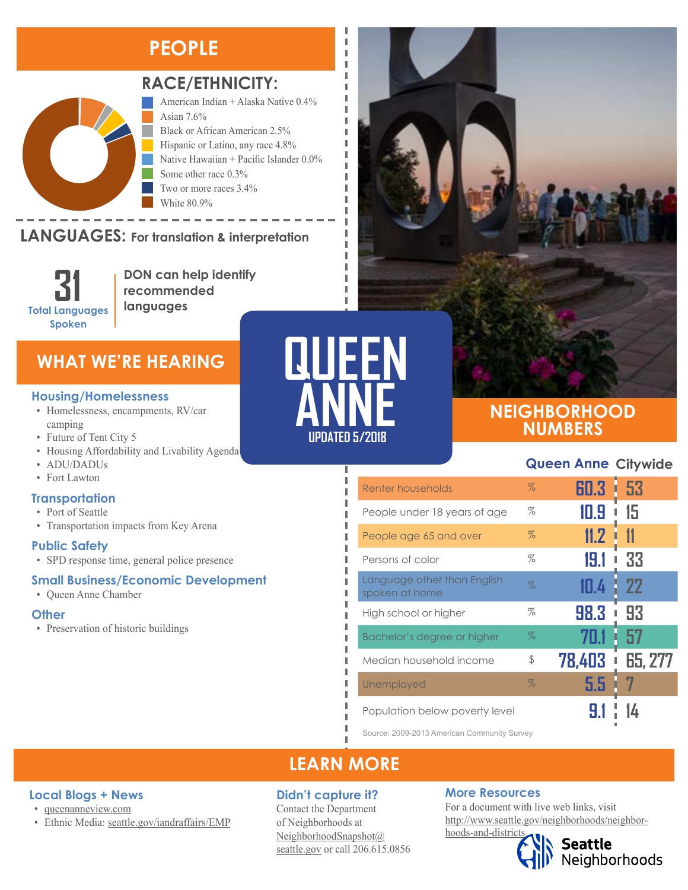# QUEEN ANNE

UPDATED 5/2018

## PEOPLE

### RACE/ETHNICITY:

- American Indian + Alaska Native 0.4%
- Asian 7.6%
- Black or African American 2.5%
- Hispanic or Latino, any race 4.8%
- Native Hawaiian + Pacific Islander 0.0%
- Some other race 0.3%
- Two or more races 3.4%
- White 80.9%

### LANGUAGES: For translation & interpretation

**31** Total Languages Spoken

**DON can help identify recommended languages**

## WHAT WE'RE HEARING

### Housing/Homelessness

- Homelessness, encampments, RV/car camping
- Future of Tent City 5
- Housing Affordability and Livability Agenda
- ADU/DADUs
- Fort Lawton

### Transportation

- Port of Seattle
- Transportation impacts from Key Arena

### Public Safety

- SPD response time, general police presence

### Small Business/Economic Development

- Queen Anne Chamber

### Other

- Preservation of historic buildings

## NEIGHBORHOOD NUMBERS

| | | Queen Anne | Citywide |
|---|---|---|---|
| Renter households | % | 60.3 | 53 |
| People under 18 years of age | % | 10.9 | 15 |
| People age 65 and over | % | 11.2 | 11 |
| Persons of color | % | 19.1 | 33 |
| Language other than English spoken at home | % | 10.4 | 22 |
| High school or higher | % | 98.3 | 93 |
| Bachelor's degree or higher | % | 70.1 | 57 |
| Median household income | $ | 78,403 | 65, 277 |
| Unemployed | % | 5.5 | 7 |
| Population below poverty level | | 9.1 | 14 |

Source: 2009-2013 American Community Survey

## LEARN MORE

### Local Blogs + News

- queenanneview.com
- Ethnic Media: seattle.gov/iandraffairs/EMP

### Didn't capture it?

Contact the Department of Neighborhoods at NeighborhoodSnapshot@seattle.gov or call 206.615.0856

### More Resources

For a document with live web links, visit http://www.seattle.gov/neighborhoods/neighborhoods-and-districts

Seattle Neighborhoods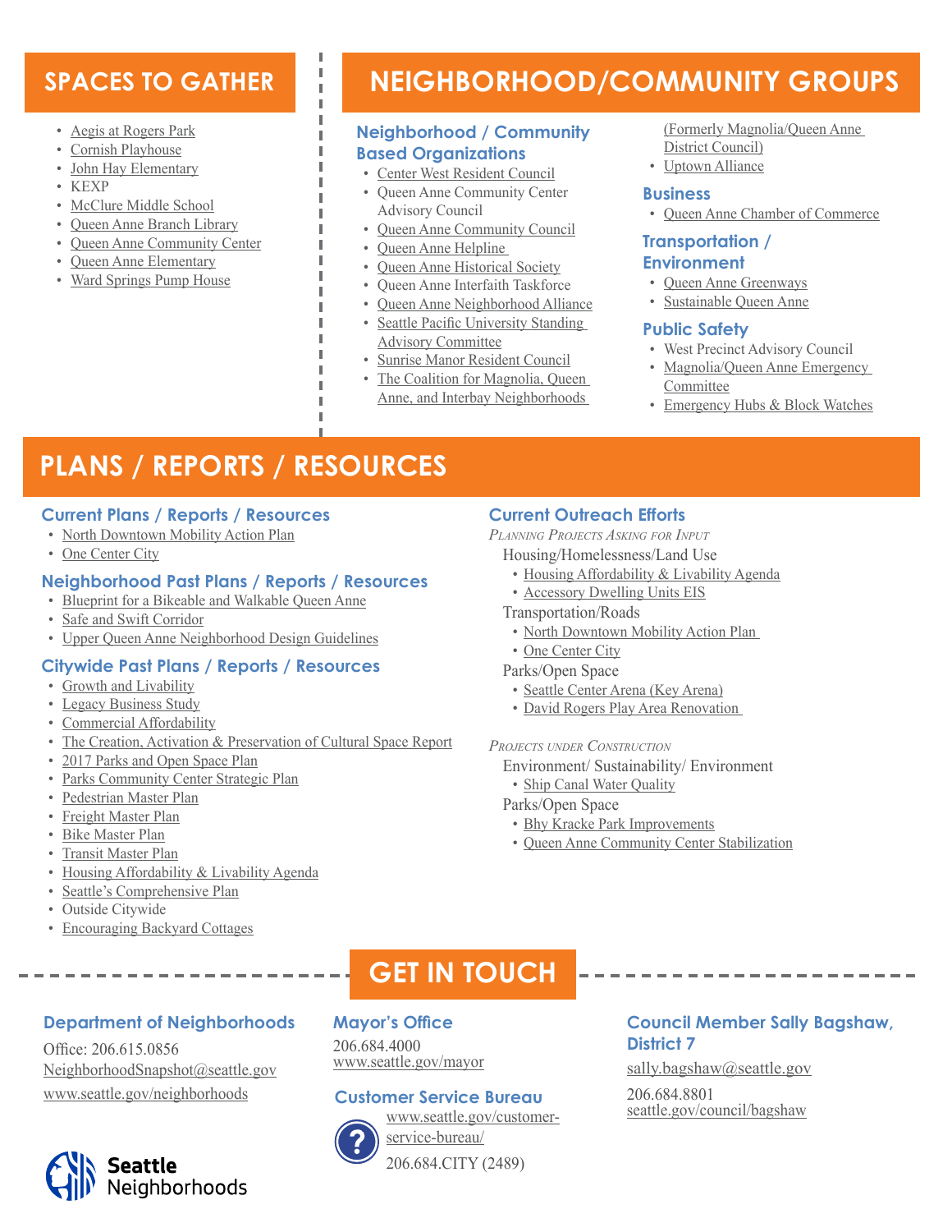## SPACES TO GATHER

- Aegis at Rogers Park
- Cornish Playhouse
- John Hay Elementary
- KEXP
- McClure Middle School
- Queen Anne Branch Library
- Queen Anne Community Center
- Queen Anne Elementary
- Ward Springs Pump House

## NEIGHBORHOOD/COMMUNITY GROUPS

### Neighborhood / Community Based Organizations

- Center West Resident Council
- Queen Anne Community Center Advisory Council
- Queen Anne Community Council
- Queen Anne Helpline
- Queen Anne Historical Society
- Queen Anne Interfaith Taskforce
- Queen Anne Neighborhood Alliance
- Seattle Pacific University Standing Advisory Committee
- Sunrise Manor Resident Council
- The Coalition for Magnolia, Queen Anne, and Interbay Neighborhoods (Formerly Magnolia/Queen Anne District Council)
- Uptown Alliance

### Business

- Queen Anne Chamber of Commerce

### Transportation / Environment

- Queen Anne Greenways
- Sustainable Queen Anne

### Public Safety

- West Precinct Advisory Council
- Magnolia/Queen Anne Emergency Committee
- Emergency Hubs & Block Watches

## PLANS / REPORTS / RESOURCES

### Current Plans / Reports / Resources

- North Downtown Mobility Action Plan
- One Center City

### Neighborhood Past Plans / Reports / Resources

- Blueprint for a Bikeable and Walkable Queen Anne
- Safe and Swift Corridor
- Upper Queen Anne Neighborhood Design Guidelines

### Citywide Past Plans / Reports / Resources

- Growth and Livability
- Legacy Business Study
- Commercial Affordability
- The Creation, Activation & Preservation of Cultural Space Report
- 2017 Parks and Open Space Plan
- Parks Community Center Strategic Plan
- Pedestrian Master Plan
- Freight Master Plan
- Bike Master Plan
- Transit Master Plan
- Housing Affordability & Livability Agenda
- Seattle's Comprehensive Plan
- Outside Citywide
- Encouraging Backyard Cottages

### Current Outreach Efforts

*Planning Projects Asking for Input*

Housing/Homelessness/Land Use

- Housing Affordability & Livability Agenda
- Accessory Dwelling Units EIS

Transportation/Roads

- North Downtown Mobility Action Plan
- One Center City

Parks/Open Space

- Seattle Center Arena (Key Arena)
- David Rogers Play Area Renovation

*Projects under Construction*

Environment/ Sustainability/ Environment

- Ship Canal Water Quality

Parks/Open Space

- Bhy Kracke Park Improvements
- Queen Anne Community Center Stabilization

## GET IN TOUCH

### Department of Neighborhoods

Office: 206.615.0856
NeighborhoodSnapshot@seattle.gov
www.seattle.gov/neighborhoods

Seattle Neighborhoods

### Mayor's Office

206.684.4000
www.seattle.gov/mayor

### Customer Service Bureau

www.seattle.gov/customer-service-bureau/
206.684.CITY (2489)

### Council Member Sally Bagshaw, District 7

sally.bagshaw@seattle.gov
206.684.8801
seattle.gov/council/bagshaw